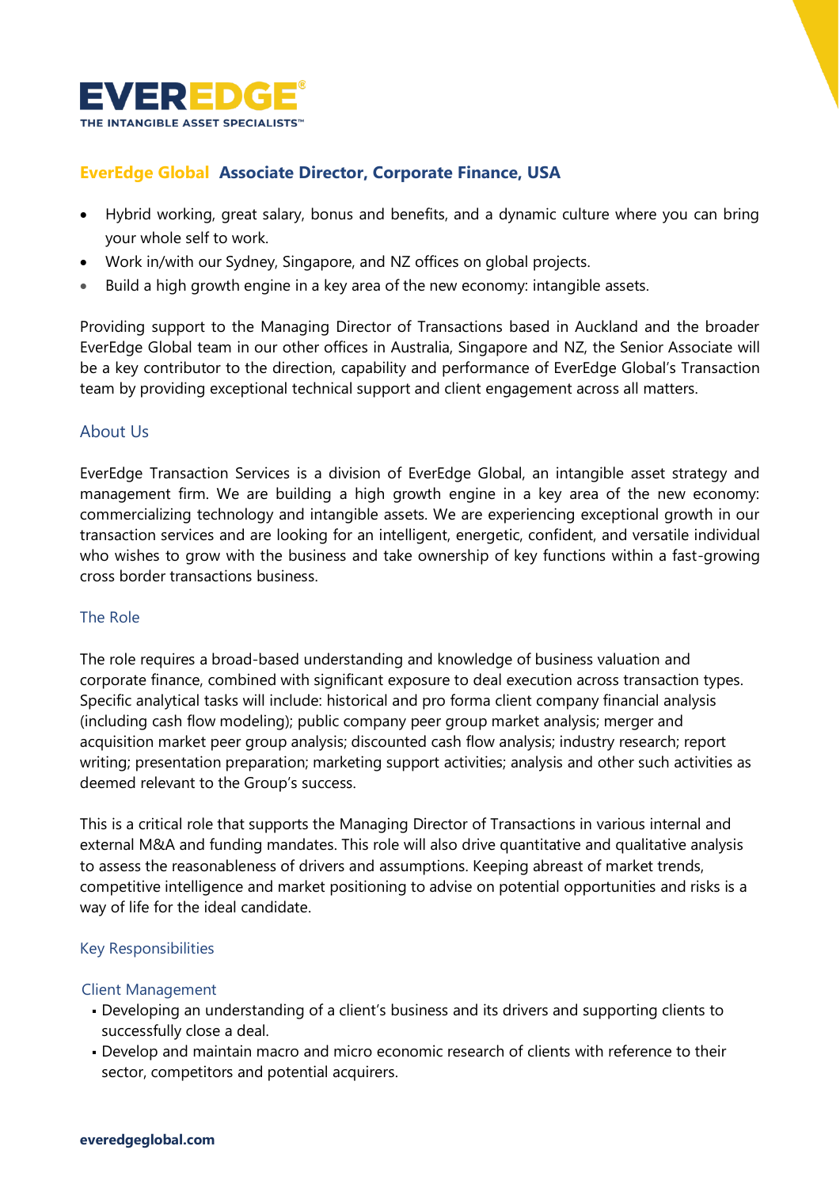**EVEREDGE®**
THE INTANGIBLE ASSET SPECIALISTS™

## EverEdge Global Associate Director, Corporate Finance, USA

- Hybrid working, great salary, bonus and benefits, and a dynamic culture where you can bring your whole self to work.
- Work in/with our Sydney, Singapore, and NZ offices on global projects.
- Build a high growth engine in a key area of the new economy: intangible assets.

Providing support to the Managing Director of Transactions based in Auckland and the broader EverEdge Global team in our other offices in Australia, Singapore and NZ, the Senior Associate will be a key contributor to the direction, capability and performance of EverEdge Global's Transaction team by providing exceptional technical support and client engagement across all matters.

### About Us

EverEdge Transaction Services is a division of EverEdge Global, an intangible asset strategy and management firm. We are building a high growth engine in a key area of the new economy: commercializing technology and intangible assets. We are experiencing exceptional growth in our transaction services and are looking for an intelligent, energetic, confident, and versatile individual who wishes to grow with the business and take ownership of key functions within a fast-growing cross border transactions business.

### The Role

The role requires a broad-based understanding and knowledge of business valuation and corporate finance, combined with significant exposure to deal execution across transaction types. Specific analytical tasks will include: historical and pro forma client company financial analysis (including cash flow modeling); public company peer group market analysis; merger and acquisition market peer group analysis; discounted cash flow analysis; industry research; report writing; presentation preparation; marketing support activities; analysis and other such activities as deemed relevant to the Group's success.

This is a critical role that supports the Managing Director of Transactions in various internal and external M&A and funding mandates. This role will also drive quantitative and qualitative analysis to assess the reasonableness of drivers and assumptions. Keeping abreast of market trends, competitive intelligence and market positioning to advise on potential opportunities and risks is a way of life for the ideal candidate.

### Key Responsibilities

#### Client Management

- Developing an understanding of a client's business and its drivers and supporting clients to successfully close a deal.
- Develop and maintain macro and micro economic research of clients with reference to their sector, competitors and potential acquirers.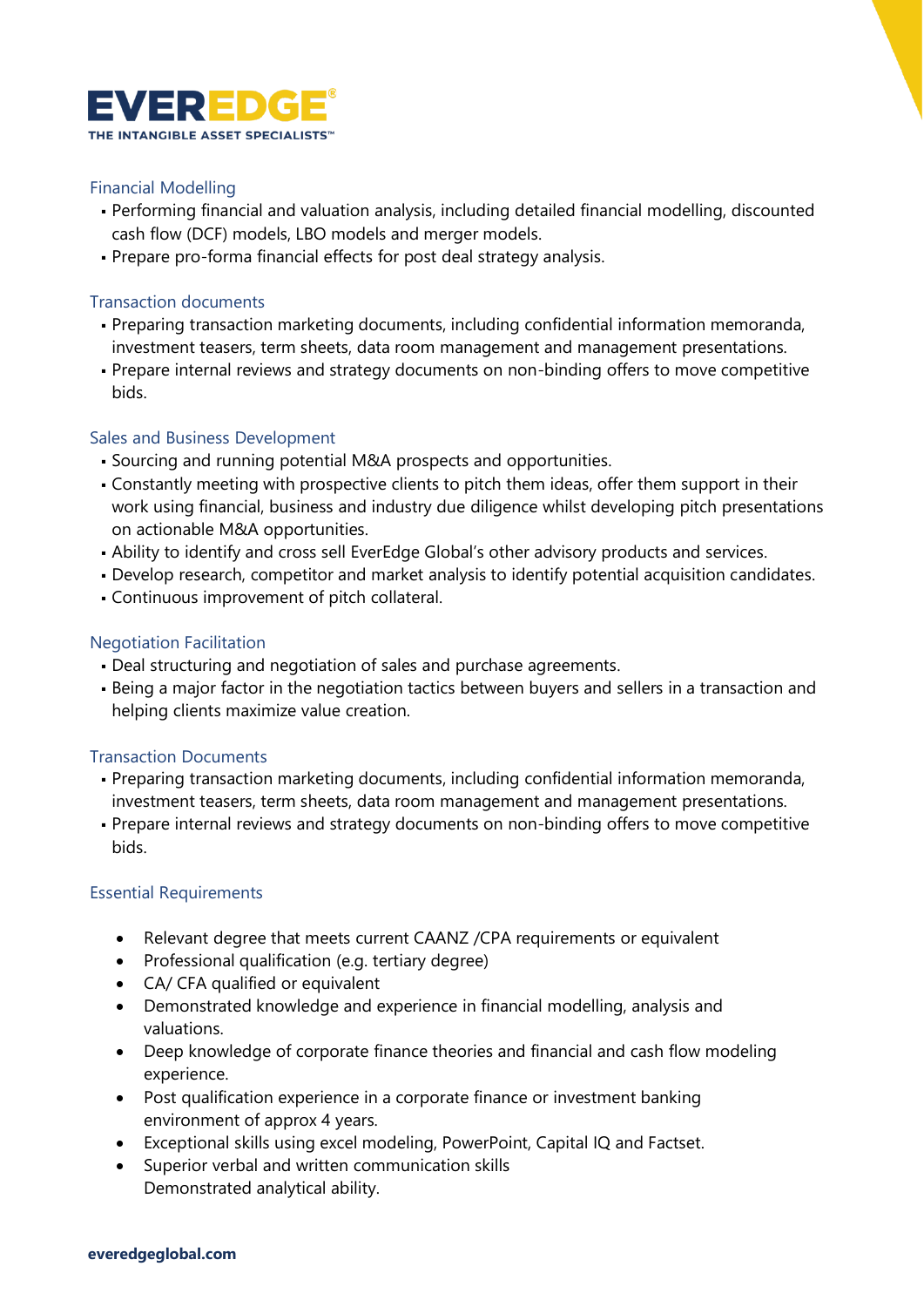# EVEREDGE

THE INTANGIBLE ASSET SPECIALISTS™

## Financial Modelling

- Performing financial and valuation analysis, including detailed financial modelling, discounted cash flow (DCF) models, LBO models and merger models.
- Prepare pro-forma financial effects for post deal strategy analysis.

## Transaction documents

- Preparing transaction marketing documents, including confidential information memoranda, investment teasers, term sheets, data room management and management presentations.
- Prepare internal reviews and strategy documents on non-binding offers to move competitive bids.

## Sales and Business Development

- Sourcing and running potential M&A prospects and opportunities.
- Constantly meeting with prospective clients to pitch them ideas, offer them support in their work using financial, business and industry due diligence whilst developing pitch presentations on actionable M&A opportunities.
- Ability to identify and cross sell EverEdge Global's other advisory products and services.
- Develop research, competitor and market analysis to identify potential acquisition candidates.
- Continuous improvement of pitch collateral.

## Negotiation Facilitation

- Deal structuring and negotiation of sales and purchase agreements.
- Being a major factor in the negotiation tactics between buyers and sellers in a transaction and helping clients maximize value creation.

## Transaction Documents

- Preparing transaction marketing documents, including confidential information memoranda, investment teasers, term sheets, data room management and management presentations.
- Prepare internal reviews and strategy documents on non-binding offers to move competitive bids.

## Essential Requirements

- Relevant degree that meets current CAANZ /CPA requirements or equivalent
- Professional qualification (e.g. tertiary degree)
- CA/ CFA qualified or equivalent
- Demonstrated knowledge and experience in financial modelling, analysis and valuations.
- Deep knowledge of corporate finance theories and financial and cash flow modeling experience.
- Post qualification experience in a corporate finance or investment banking environment of approx 4 years.
- Exceptional skills using excel modeling, PowerPoint, Capital IQ and Factset.
- Superior verbal and written communication skills
  Demonstrated analytical ability.

everedgeglobal.com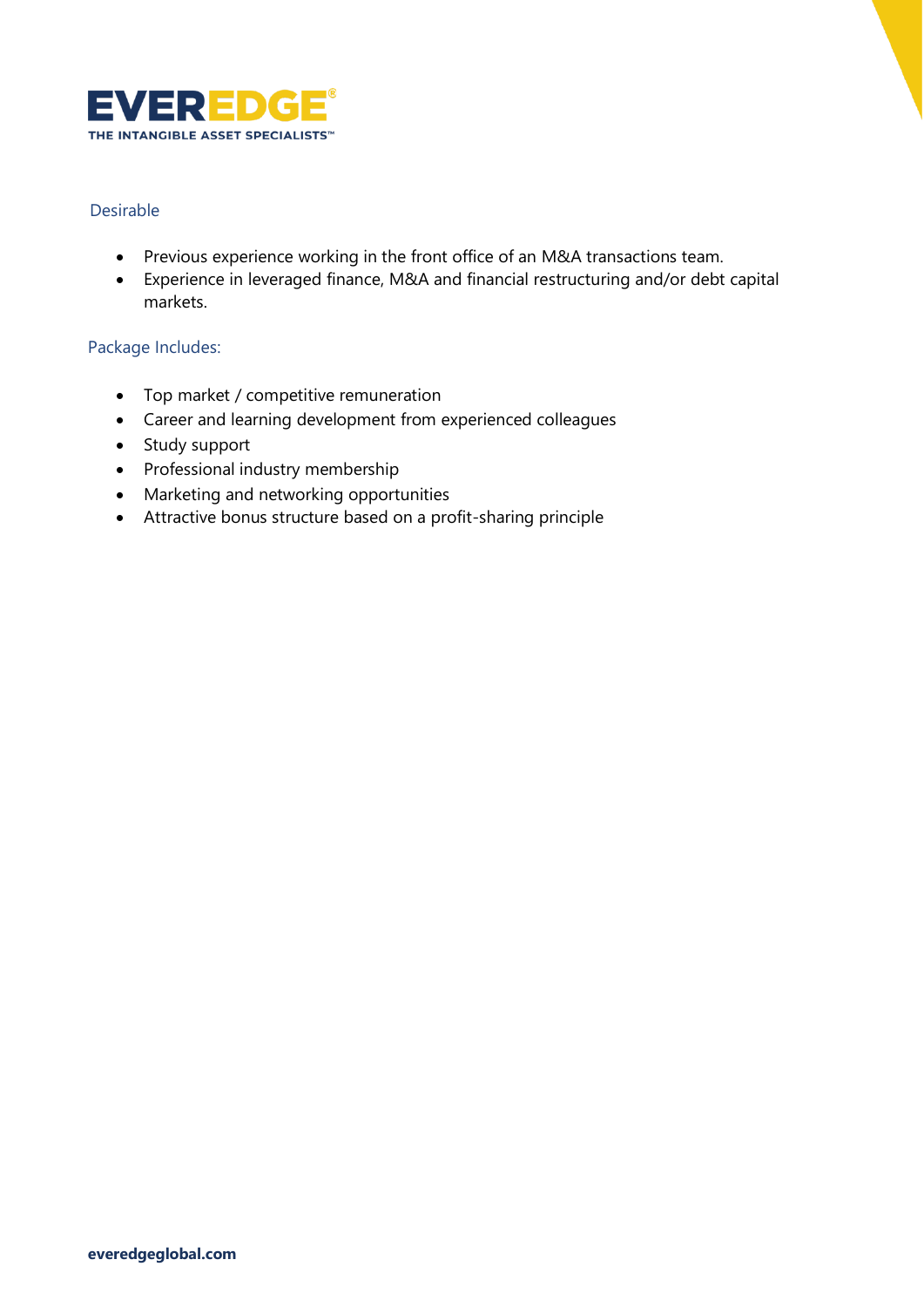## Desirable

- Previous experience working in the front office of an M&A transactions team.
- Experience in leveraged finance, M&A and financial restructuring and/or debt capital markets.

## Package Includes:

- Top market / competitive remuneration
- Career and learning development from experienced colleagues
- Study support
- Professional industry membership
- Marketing and networking opportunities
- Attractive bonus structure based on a profit-sharing principle